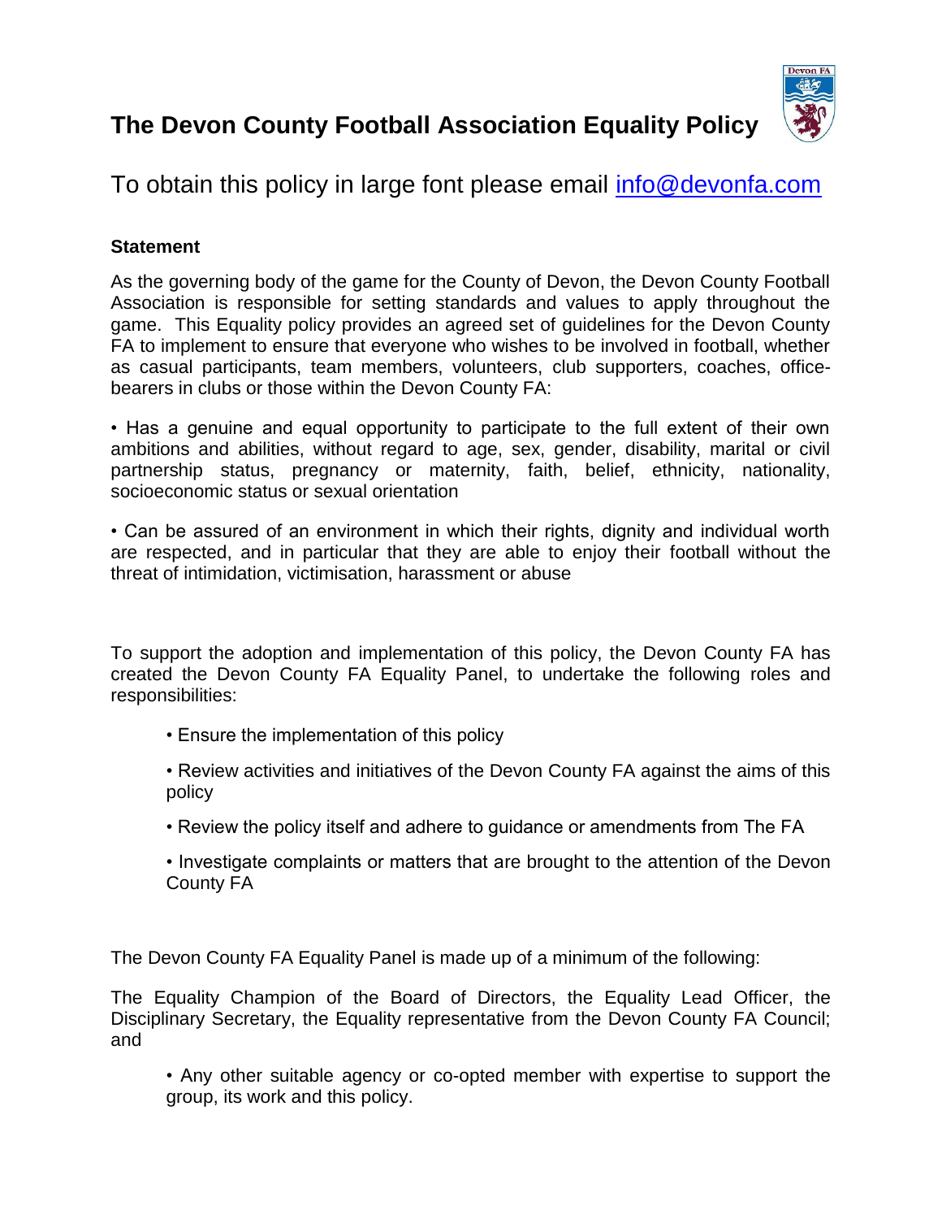# The Devon County Football Association Equality Policy

To obtain this policy in large font please email [info@devonfa.com](mailto:info@devonfa.com)

**Statement**

As the governing body of the game for the County of Devon, the Devon County Football Association is responsible for setting standards and values to apply throughout the game. This Equality policy provides an agreed set of guidelines for the Devon County FA to implement to ensure that everyone who wishes to be involved in football, whether as casual participants, team members, volunteers, club supporters, coaches, office-bearers in clubs or those within the Devon County FA:

• Has a genuine and equal opportunity to participate to the full extent of their own ambitions and abilities, without regard to age, sex, gender, disability, marital or civil partnership status, pregnancy or maternity, faith, belief, ethnicity, nationality, socioeconomic status or sexual orientation

• Can be assured of an environment in which their rights, dignity and individual worth are respected, and in particular that they are able to enjoy their football without the threat of intimidation, victimisation, harassment or abuse

To support the adoption and implementation of this policy, the Devon County FA has created the Devon County FA Equality Panel, to undertake the following roles and responsibilities:

- Ensure the implementation of this policy
- Review activities and initiatives of the Devon County FA against the aims of this policy
- Review the policy itself and adhere to guidance or amendments from The FA
- Investigate complaints or matters that are brought to the attention of the Devon County FA

The Devon County FA Equality Panel is made up of a minimum of the following:

The Equality Champion of the Board of Directors, the Equality Lead Officer, the Disciplinary Secretary, the Equality representative from the Devon County FA Council; and

- Any other suitable agency or co-opted member with expertise to support the group, its work and this policy.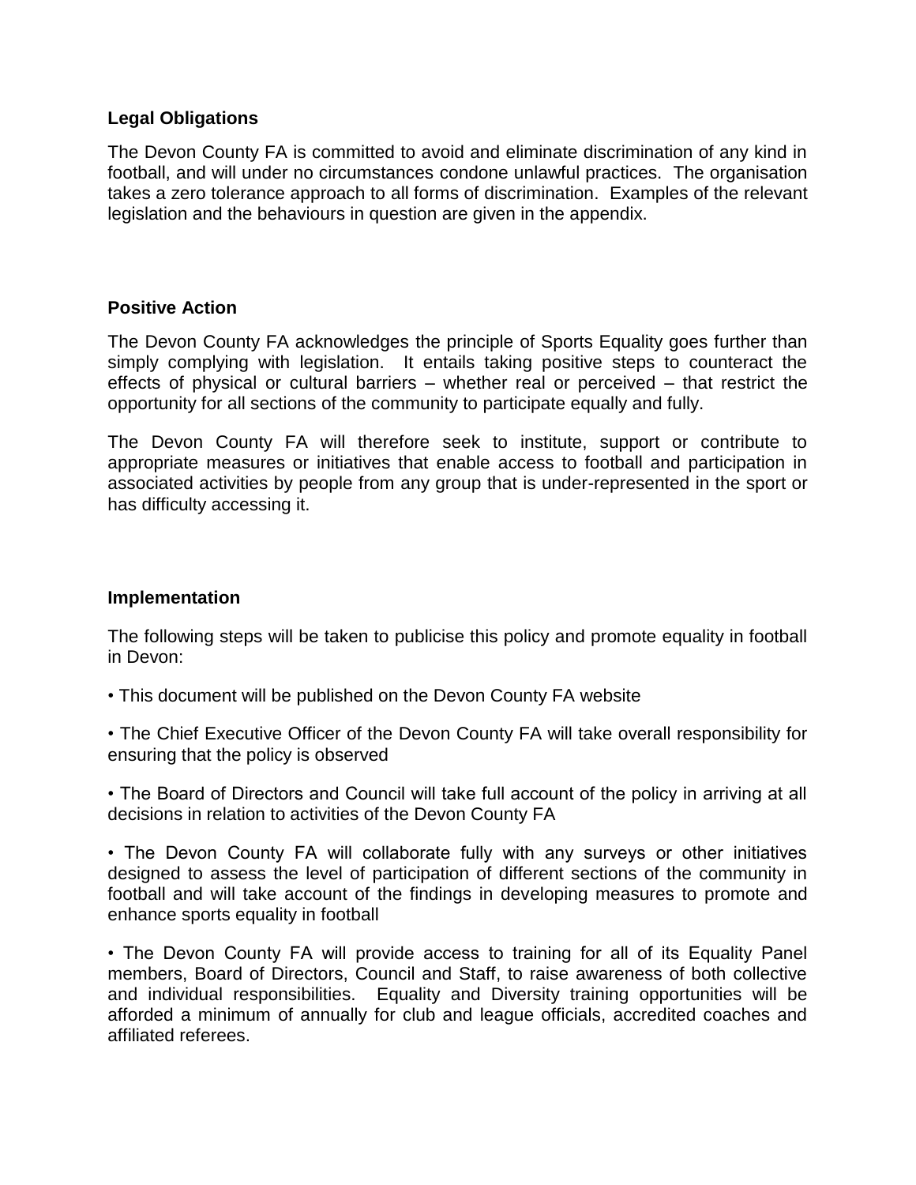**Legal Obligations**

The Devon County FA is committed to avoid and eliminate discrimination of any kind in football, and will under no circumstances condone unlawful practices. The organisation takes a zero tolerance approach to all forms of discrimination. Examples of the relevant legislation and the behaviours in question are given in the appendix.

**Positive Action**

The Devon County FA acknowledges the principle of Sports Equality goes further than simply complying with legislation. It entails taking positive steps to counteract the effects of physical or cultural barriers – whether real or perceived – that restrict the opportunity for all sections of the community to participate equally and fully.

The Devon County FA will therefore seek to institute, support or contribute to appropriate measures or initiatives that enable access to football and participation in associated activities by people from any group that is under-represented in the sport or has difficulty accessing it.

**Implementation**

The following steps will be taken to publicise this policy and promote equality in football in Devon:

• This document will be published on the Devon County FA website

• The Chief Executive Officer of the Devon County FA will take overall responsibility for ensuring that the policy is observed

• The Board of Directors and Council will take full account of the policy in arriving at all decisions in relation to activities of the Devon County FA

• The Devon County FA will collaborate fully with any surveys or other initiatives designed to assess the level of participation of different sections of the community in football and will take account of the findings in developing measures to promote and enhance sports equality in football

• The Devon County FA will provide access to training for all of its Equality Panel members, Board of Directors, Council and Staff, to raise awareness of both collective and individual responsibilities. Equality and Diversity training opportunities will be afforded a minimum of annually for club and league officials, accredited coaches and affiliated referees.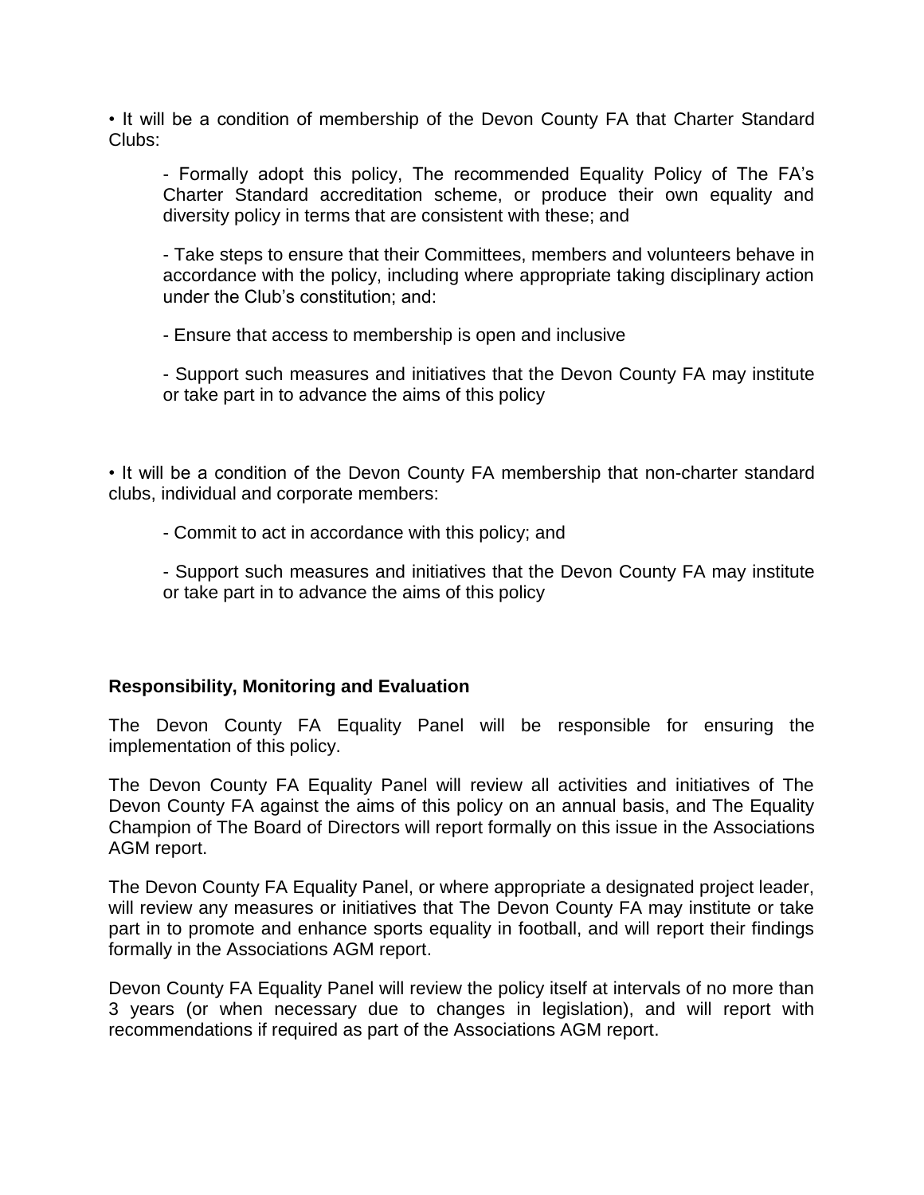• It will be a condition of membership of the Devon County FA that Charter Standard Clubs:

- Formally adopt this policy, The recommended Equality Policy of The FA's Charter Standard accreditation scheme, or produce their own equality and diversity policy in terms that are consistent with these; and
- Take steps to ensure that their Committees, members and volunteers behave in accordance with the policy, including where appropriate taking disciplinary action under the Club's constitution; and:
- Ensure that access to membership is open and inclusive
- Support such measures and initiatives that the Devon County FA may institute or take part in to advance the aims of this policy

• It will be a condition of the Devon County FA membership that non-charter standard clubs, individual and corporate members:

- Commit to act in accordance with this policy; and
- Support such measures and initiatives that the Devon County FA may institute or take part in to advance the aims of this policy

**Responsibility, Monitoring and Evaluation**

The Devon County FA Equality Panel will be responsible for ensuring the implementation of this policy.

The Devon County FA Equality Panel will review all activities and initiatives of The Devon County FA against the aims of this policy on an annual basis, and The Equality Champion of The Board of Directors will report formally on this issue in the Associations AGM report.

The Devon County FA Equality Panel, or where appropriate a designated project leader, will review any measures or initiatives that The Devon County FA may institute or take part in to promote and enhance sports equality in football, and will report their findings formally in the Associations AGM report.

Devon County FA Equality Panel will review the policy itself at intervals of no more than 3 years (or when necessary due to changes in legislation), and will report with recommendations if required as part of the Associations AGM report.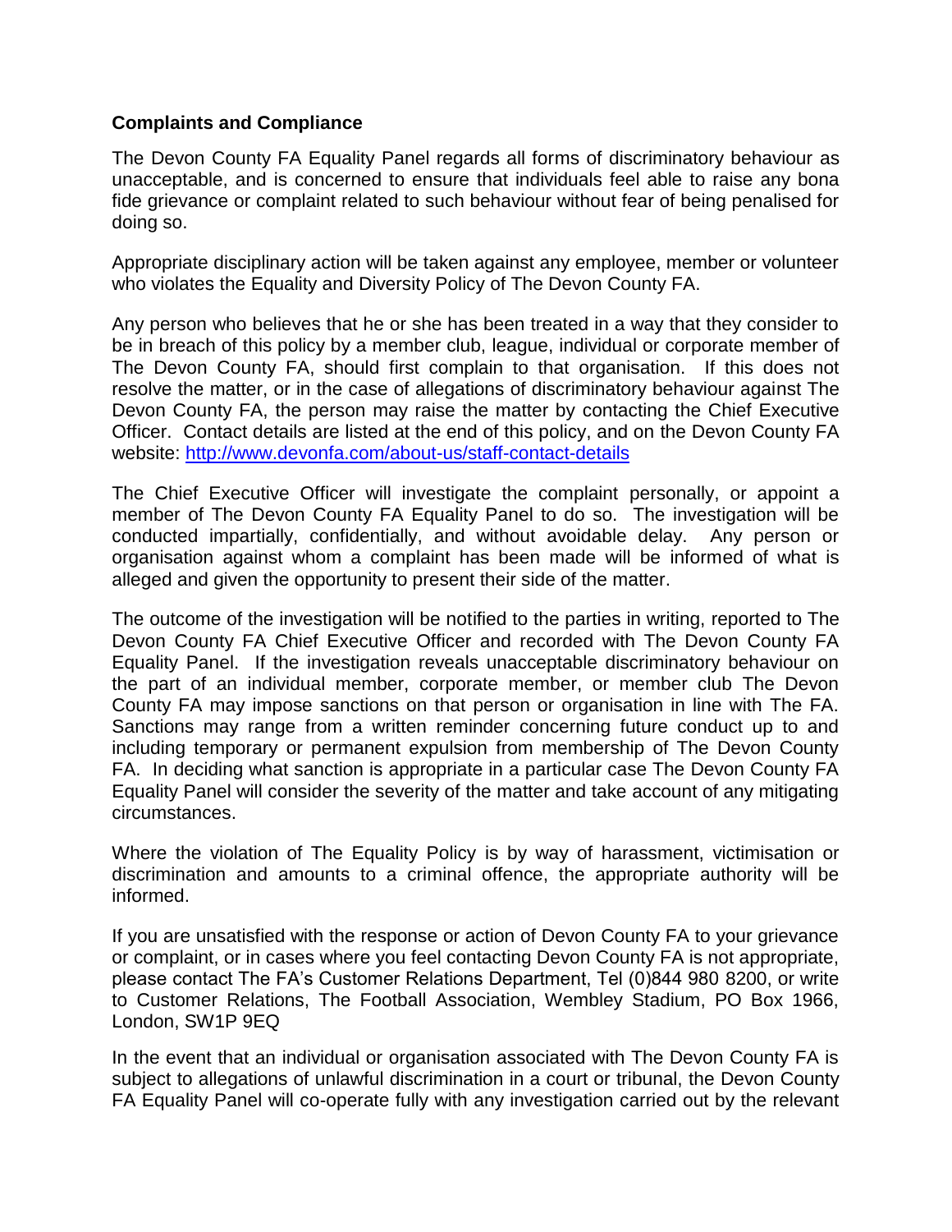**Complaints and Compliance**

The Devon County FA Equality Panel regards all forms of discriminatory behaviour as unacceptable, and is concerned to ensure that individuals feel able to raise any bona fide grievance or complaint related to such behaviour without fear of being penalised for doing so.

Appropriate disciplinary action will be taken against any employee, member or volunteer who violates the Equality and Diversity Policy of The Devon County FA.

Any person who believes that he or she has been treated in a way that they consider to be in breach of this policy by a member club, league, individual or corporate member of The Devon County FA, should first complain to that organisation. If this does not resolve the matter, or in the case of allegations of discriminatory behaviour against The Devon County FA, the person may raise the matter by contacting the Chief Executive Officer. Contact details are listed at the end of this policy, and on the Devon County FA website: [http://www.devonfa.com/about-us/staff-contact-details](http://www.devonfa.com/about-us/staff-contact-details)

The Chief Executive Officer will investigate the complaint personally, or appoint a member of The Devon County FA Equality Panel to do so. The investigation will be conducted impartially, confidentially, and without avoidable delay. Any person or organisation against whom a complaint has been made will be informed of what is alleged and given the opportunity to present their side of the matter.

The outcome of the investigation will be notified to the parties in writing, reported to The Devon County FA Chief Executive Officer and recorded with The Devon County FA Equality Panel. If the investigation reveals unacceptable discriminatory behaviour on the part of an individual member, corporate member, or member club The Devon County FA may impose sanctions on that person or organisation in line with The FA. Sanctions may range from a written reminder concerning future conduct up to and including temporary or permanent expulsion from membership of The Devon County FA. In deciding what sanction is appropriate in a particular case The Devon County FA Equality Panel will consider the severity of the matter and take account of any mitigating circumstances.

Where the violation of The Equality Policy is by way of harassment, victimisation or discrimination and amounts to a criminal offence, the appropriate authority will be informed.

If you are unsatisfied with the response or action of Devon County FA to your grievance or complaint, or in cases where you feel contacting Devon County FA is not appropriate, please contact The FA's Customer Relations Department, Tel (0)844 980 8200, or write to Customer Relations, The Football Association, Wembley Stadium, PO Box 1966, London, SW1P 9EQ

In the event that an individual or organisation associated with The Devon County FA is subject to allegations of unlawful discrimination in a court or tribunal, the Devon County FA Equality Panel will co-operate fully with any investigation carried out by the relevant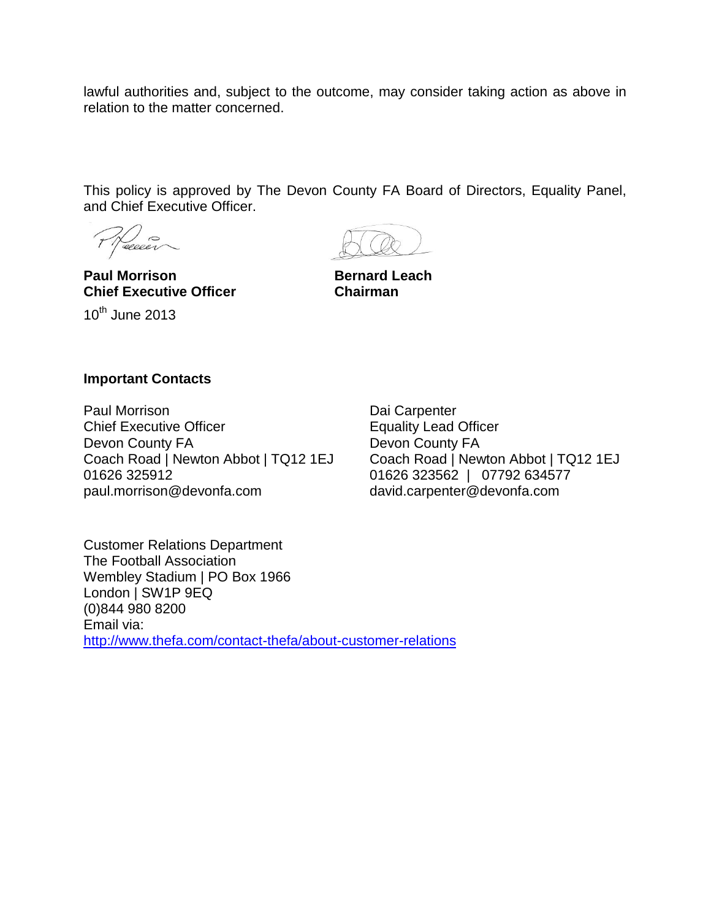lawful authorities and, subject to the outcome, may consider taking action as above in relation to the matter concerned.

This policy is approved by The Devon County FA Board of Directors, Equality Panel, and Chief Executive Officer.

**Paul Morrison**
**Chief Executive Officer**

10th June 2013

**Bernard Leach**
**Chairman**

**Important Contacts**

Paul Morrison
Chief Executive Officer
Devon County FA
Coach Road | Newton Abbot | TQ12 1EJ
01626 325912
paul.morrison@devonfa.com

Dai Carpenter
Equality Lead Officer
Devon County FA
Coach Road | Newton Abbot | TQ12 1EJ
01626 323562 | 07792 634577
david.carpenter@devonfa.com

Customer Relations Department
The Football Association
Wembley Stadium | PO Box 1966
London | SW1P 9EQ
(0)844 980 8200
Email via:
http://www.thefa.com/contact-thefa/about-customer-relations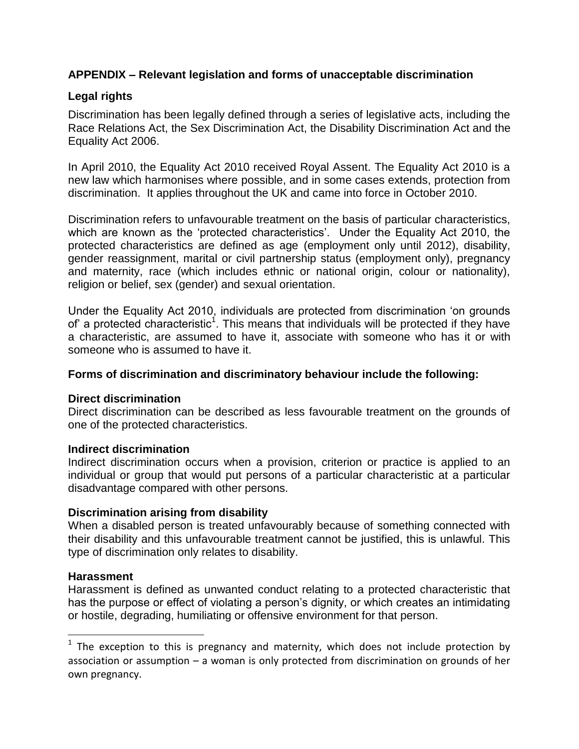## APPENDIX – Relevant legislation and forms of unacceptable discrimination

### Legal rights

Discrimination has been legally defined through a series of legislative acts, including the Race Relations Act, the Sex Discrimination Act, the Disability Discrimination Act and the Equality Act 2006.

In April 2010, the Equality Act 2010 received Royal Assent. The Equality Act 2010 is a new law which harmonises where possible, and in some cases extends, protection from discrimination. It applies throughout the UK and came into force in October 2010.

Discrimination refers to unfavourable treatment on the basis of particular characteristics, which are known as the 'protected characteristics'. Under the Equality Act 2010, the protected characteristics are defined as age (employment only until 2012), disability, gender reassignment, marital or civil partnership status (employment only), pregnancy and maternity, race (which includes ethnic or national origin, colour or nationality), religion or belief, sex (gender) and sexual orientation.

Under the Equality Act 2010, individuals are protected from discrimination 'on grounds of' a protected characteristic[1]. This means that individuals will be protected if they have a characteristic, are assumed to have it, associate with someone who has it or with someone who is assumed to have it.

### Forms of discrimination and discriminatory behaviour include the following:

**Direct discrimination**
Direct discrimination can be described as less favourable treatment on the grounds of one of the protected characteristics.

**Indirect discrimination**
Indirect discrimination occurs when a provision, criterion or practice is applied to an individual or group that would put persons of a particular characteristic at a particular disadvantage compared with other persons.

**Discrimination arising from disability**
When a disabled person is treated unfavourably because of something connected with their disability and this unfavourable treatment cannot be justified, this is unlawful. This type of discrimination only relates to disability.

**Harassment**
Harassment is defined as unwanted conduct relating to a protected characteristic that has the purpose or effect of violating a person's dignity, or which creates an intimidating or hostile, degrading, humiliating or offensive environment for that person.

---

[1] The exception to this is pregnancy and maternity, which does not include protection by association or assumption – a woman is only protected from discrimination on grounds of her own pregnancy.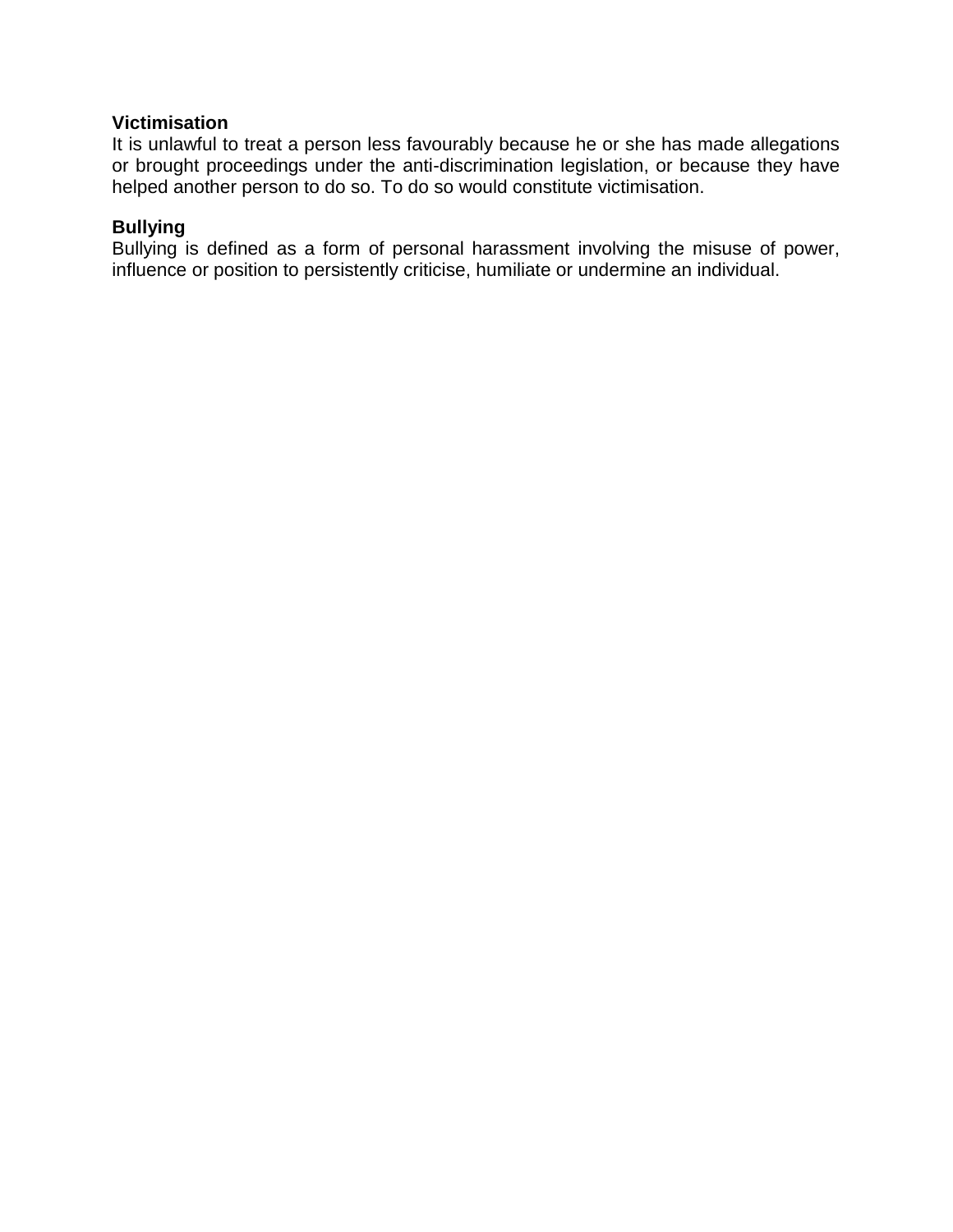**Victimisation**
It is unlawful to treat a person less favourably because he or she has made allegations or brought proceedings under the anti-discrimination legislation, or because they have helped another person to do so. To do so would constitute victimisation.

**Bullying**
Bullying is defined as a form of personal harassment involving the misuse of power, influence or position to persistently criticise, humiliate or undermine an individual.